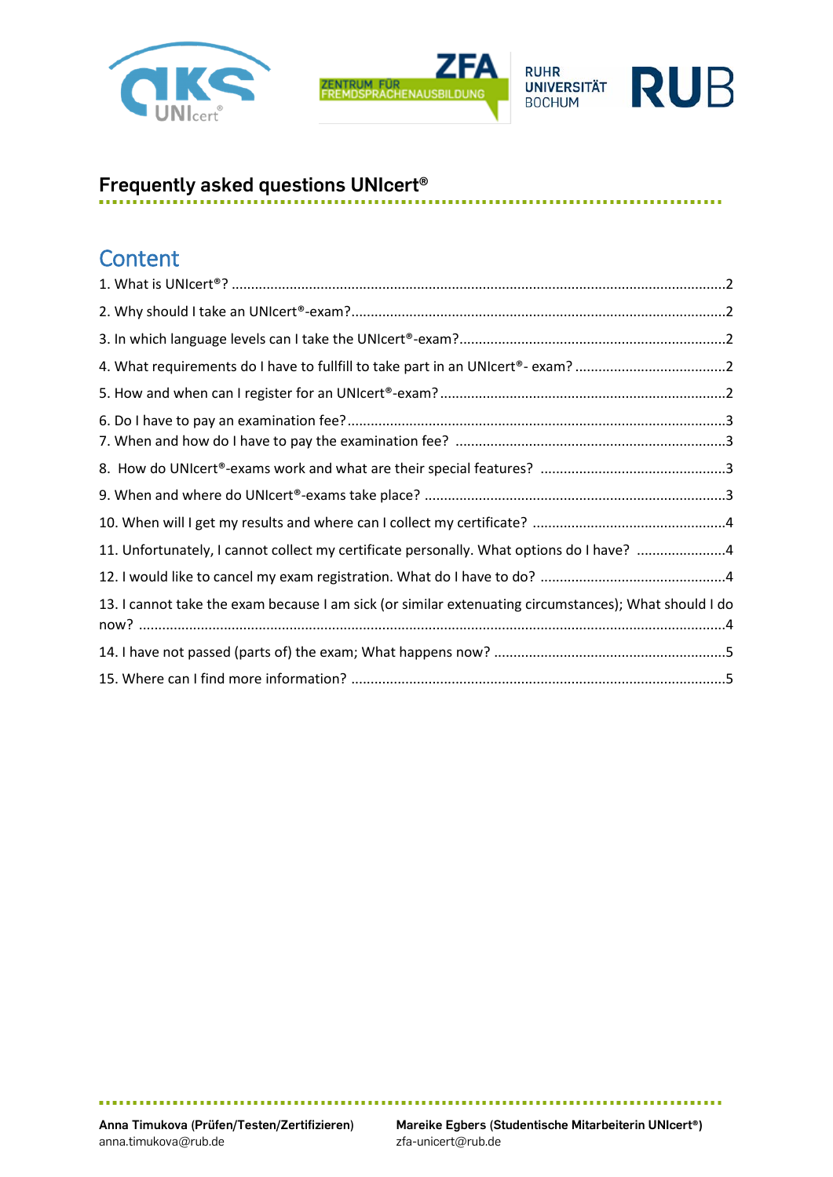# Frequently asked questions UNIcert®

## Content

1. What is UNIcert®? ..................................................................................................2
2. Why should I take an UNIcert®-exam?.................................................................2
3. In which language levels can I take the UNIcert®-exam?.....................................2
4. What requirements do I have to fullfill to take part in an UNIcert®- exam? .........2
5. How and when can I register for an UNIcert®-exam?...........................................2
6. Do I have to pay an examination fee?....................................................................3
7. When and how do I have to pay the examination fee? ........................................3
8. How do UNIcert®-exams work and what are their special features? ..................3
9. When and where do UNIcert®-exams take place? ................................................3
10. When will I get my results and where can I collect my certificate? ...................4
11. Unfortunately, I cannot collect my certificate personally. What options do I have? ........4
12. I would like to cancel my exam registration. What do I have to do? ..................4
13. I cannot take the exam because I am sick (or similar extenuating circumstances); What should I do now? ..................................................................................................4
14. I have not passed (parts of) the exam; What happens now? ..............................5
15. Where can I find more information? ..................................................................5

**Anna Timukova (Prüfen/Testen/Zertifizieren)**
anna.timukova@rub.de

**Mareike Egbers (Studentische Mitarbeiterin UNIcert®)**
zfa-unicert@rub.de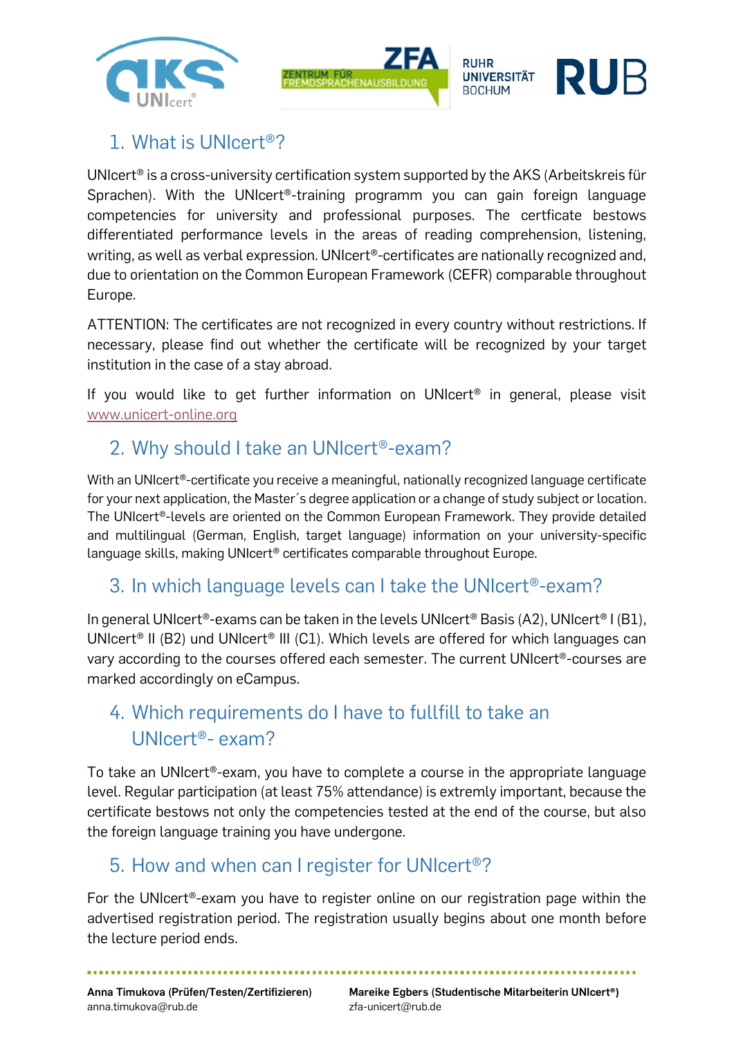## 1. What is UNIcert®?

UNIcert® is a cross-university certification system supported by the AKS (Arbeitskreis für Sprachen). With the UNIcert®-training programm you can gain foreign language competencies for university and professional purposes. The certficate bestows differentiated performance levels in the areas of reading comprehension, listening, writing, as well as verbal expression. UNIcert®-certificates are nationally recognized and, due to orientation on the Common European Framework (CEFR) comparable throughout Europe.

ATTENTION: The certificates are not recognized in every country without restrictions. If necessary, please find out whether the certificate will be recognized by your target institution in the case of a stay abroad.

If you would like to get further information on UNIcert® in general, please visit www.unicert-online.org

## 2. Why should I take an UNIcert®-exam?

With an UNIcert®-certificate you receive a meaningful, nationally recognized language certificate for your next application, the Master´s degree application or a change of study subject or location. The UNIcert®-levels are oriented on the Common European Framework. They provide detailed and multilingual (German, English, target language) information on your university-specific language skills, making UNIcert® certificates comparable throughout Europe.

## 3. In which language levels can I take the UNIcert®-exam?

In general UNIcert®-exams can be taken in the levels UNIcert® Basis (A2), UNIcert® I (B1), UNIcert® II (B2) und UNIcert® III (C1). Which levels are offered for which languages can vary according to the courses offered each semester. The current UNIcert®-courses are marked accordingly on eCampus.

## 4. Which requirements do I have to fullfill to take an UNIcert®- exam?

To take an UNIcert®-exam, you have to complete a course in the appropriate language level. Regular participation (at least 75% attendance) is extremly important, because the certificate bestows not only the competencies tested at the end of the course, but also the foreign language training you have undergone.

## 5. How and when can I register for UNIcert®?

For the UNIcert®-exam you have to register online on our registration page within the advertised registration period. The registration usually begins about one month before the lecture period ends.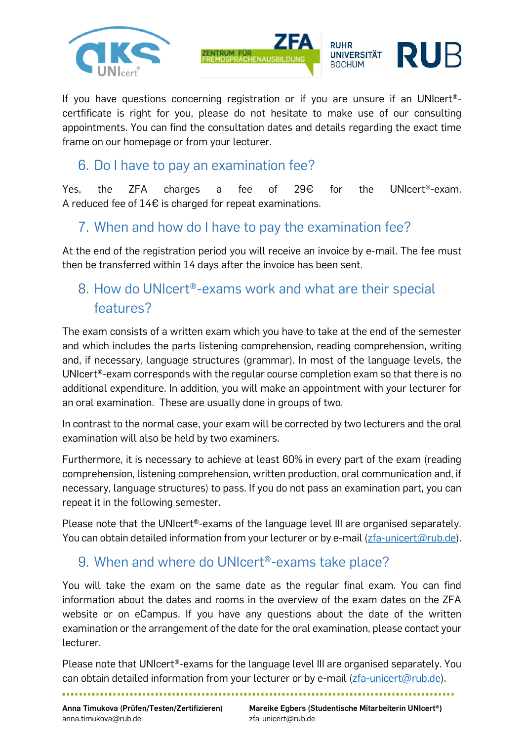If you have questions concerning registration or if you are unsure if an UNIcert®-certfificate is right for you, please do not hesitate to make use of our consulting appointments. You can find the consultation dates and details regarding the exact time frame on our homepage or from your lecturer.

## 6. Do I have to pay an examination fee?

Yes, the ZFA charges a fee of 29€ for the UNIcert®-exam. A reduced fee of 14€ is charged for repeat examinations.

## 7. When and how do I have to pay the examination fee?

At the end of the registration period you will receive an invoice by e-mail. The fee must then be transferred within 14 days after the invoice has been sent.

## 8. How do UNIcert®-exams work and what are their special features?

The exam consists of a written exam which you have to take at the end of the semester and which includes the parts listening comprehension, reading comprehension, writing and, if necessary, language structures (grammar). In most of the language levels, the UNIcert®-exam corresponds with the regular course completion exam so that there is no additional expenditure. In addition, you will make an appointment with your lecturer for an oral examination. These are usually done in groups of two.

In contrast to the normal case, your exam will be corrected by two lecturers and the oral examination will also be held by two examiners.

Furthermore, it is necessary to achieve at least 60% in every part of the exam (reading comprehension, listening comprehension, written production, oral communication and, if necessary, language structures) to pass. If you do not pass an examination part, you can repeat it in the following semester.

Please note that the UNIcert®-exams of the language level III are organised separately. You can obtain detailed information from your lecturer or by e-mail (zfa-unicert@rub.de).

## 9. When and where do UNIcert®-exams take place?

You will take the exam on the same date as the regular final exam. You can find information about the dates and rooms in the overview of the exam dates on the ZFA website or on eCampus. If you have any questions about the date of the written examination or the arrangement of the date for the oral examination, please contact your lecturer.

Please note that UNIcert®-exams for the language level III are organised separately. You can obtain detailed information from your lecturer or by e-mail (zfa-unicert@rub.de).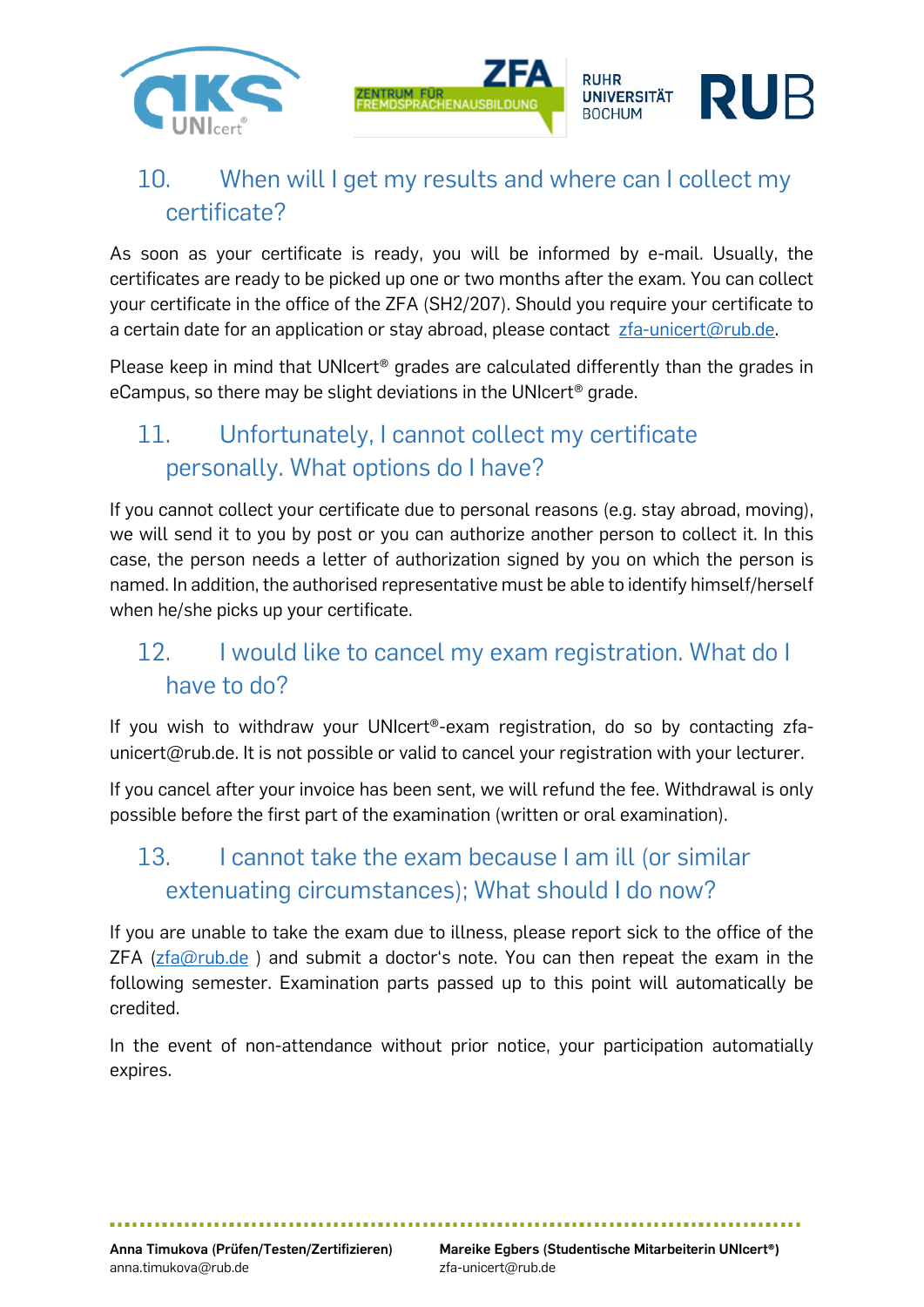## 10. When will I get my results and where can I collect my certificate?

As soon as your certificate is ready, you will be informed by e-mail. Usually, the certificates are ready to be picked up one or two months after the exam. You can collect your certificate in the office of the ZFA (SH2/207). Should you require your certificate to a certain date for an application or stay abroad, please contact zfa-unicert@rub.de.

Please keep in mind that UNIcert® grades are calculated differently than the grades in eCampus, so there may be slight deviations in the UNIcert® grade.

## 11. Unfortunately, I cannot collect my certificate personally. What options do I have?

If you cannot collect your certificate due to personal reasons (e.g. stay abroad, moving), we will send it to you by post or you can authorize another person to collect it. In this case, the person needs a letter of authorization signed by you on which the person is named. In addition, the authorised representative must be able to identify himself/herself when he/she picks up your certificate.

## 12. I would like to cancel my exam registration. What do I have to do?

If you wish to withdraw your UNIcert®-exam registration, do so by contacting zfa-unicert@rub.de. It is not possible or valid to cancel your registration with your lecturer.

If you cancel after your invoice has been sent, we will refund the fee. Withdrawal is only possible before the first part of the examination (written or oral examination).

## 13. I cannot take the exam because I am ill (or similar extenuating circumstances); What should I do now?

If you are unable to take the exam due to illness, please report sick to the office of the ZFA (zfa@rub.de ) and submit a doctor's note. You can then repeat the exam in the following semester. Examination parts passed up to this point will automatically be credited.

In the event of non-attendance without prior notice, your participation automatially expires.

**Anna Timukova (Prüfen/Testen/Zertifizieren)**
anna.timukova@rub.de

**Mareike Egbers (Studentische Mitarbeiterin UNIcert®)**
zfa-unicert@rub.de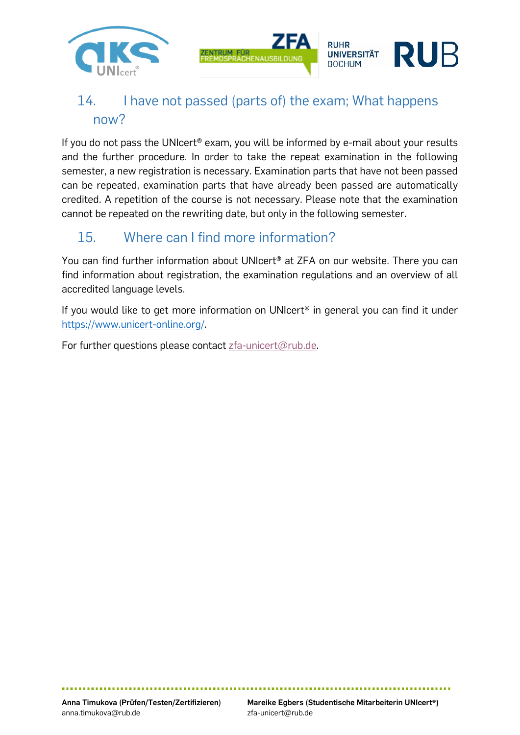## 14. I have not passed (parts of) the exam; What happens now?

If you do not pass the UNIcert® exam, you will be informed by e-mail about your results and the further procedure. In order to take the repeat examination in the following semester, a new registration is necessary. Examination parts that have not been passed can be repeated, examination parts that have already been passed are automatically credited. A repetition of the course is not necessary. Please note that the examination cannot be repeated on the rewriting date, but only in the following semester.

## 15. Where can I find more information?

You can find further information about UNIcert® at ZFA on our website. There you can find information about registration, the examination regulations and an overview of all accredited language levels.

If you would like to get more information on UNIcert® in general you can find it under https://www.unicert-online.org/.

For further questions please contact zfa-unicert@rub.de.

**Anna Timukova (Prüfen/Testen/Zertifizieren)**
anna.timukova@rub.de

**Mareike Egbers (Studentische Mitarbeiterin UNIcert®)**
zfa-unicert@rub.de